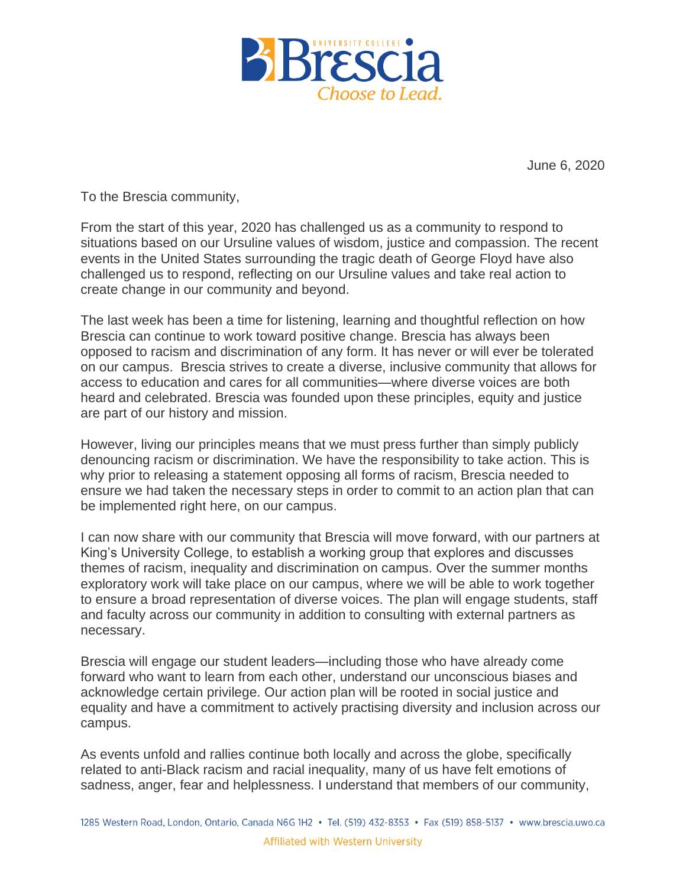June 6, 2020

To the Brescia community,

From the start of this year, 2020 has challenged us as a community to respond to situations based on our Ursuline values of wisdom, justice and compassion. The recent events in the United States surrounding the tragic death of George Floyd have also challenged us to respond, reflecting on our Ursuline values and take real action to create change in our community and beyond.

The last week has been a time for listening, learning and thoughtful reflection on how Brescia can continue to work toward positive change. Brescia has always been opposed to racism and discrimination of any form. It has never or will ever be tolerated on our campus. Brescia strives to create a diverse, inclusive community that allows for access to education and cares for all communities—where diverse voices are both heard and celebrated. Brescia was founded upon these principles, equity and justice are part of our history and mission.

However, living our principles means that we must press further than simply publicly denouncing racism or discrimination. We have the responsibility to take action. This is why prior to releasing a statement opposing all forms of racism, Brescia needed to ensure we had taken the necessary steps in order to commit to an action plan that can be implemented right here, on our campus.

I can now share with our community that Brescia will move forward, with our partners at King's University College, to establish a working group that explores and discusses themes of racism, inequality and discrimination on campus. Over the summer months exploratory work will take place on our campus, where we will be able to work together to ensure a broad representation of diverse voices. The plan will engage students, staff and faculty across our community in addition to consulting with external partners as necessary.

Brescia will engage our student leaders—including those who have already come forward who want to learn from each other, understand our unconscious biases and acknowledge certain privilege. Our action plan will be rooted in social justice and equality and have a commitment to actively practising diversity and inclusion across our campus.

As events unfold and rallies continue both locally and across the globe, specifically related to anti-Black racism and racial inequality, many of us have felt emotions of sadness, anger, fear and helplessness. I understand that members of our community,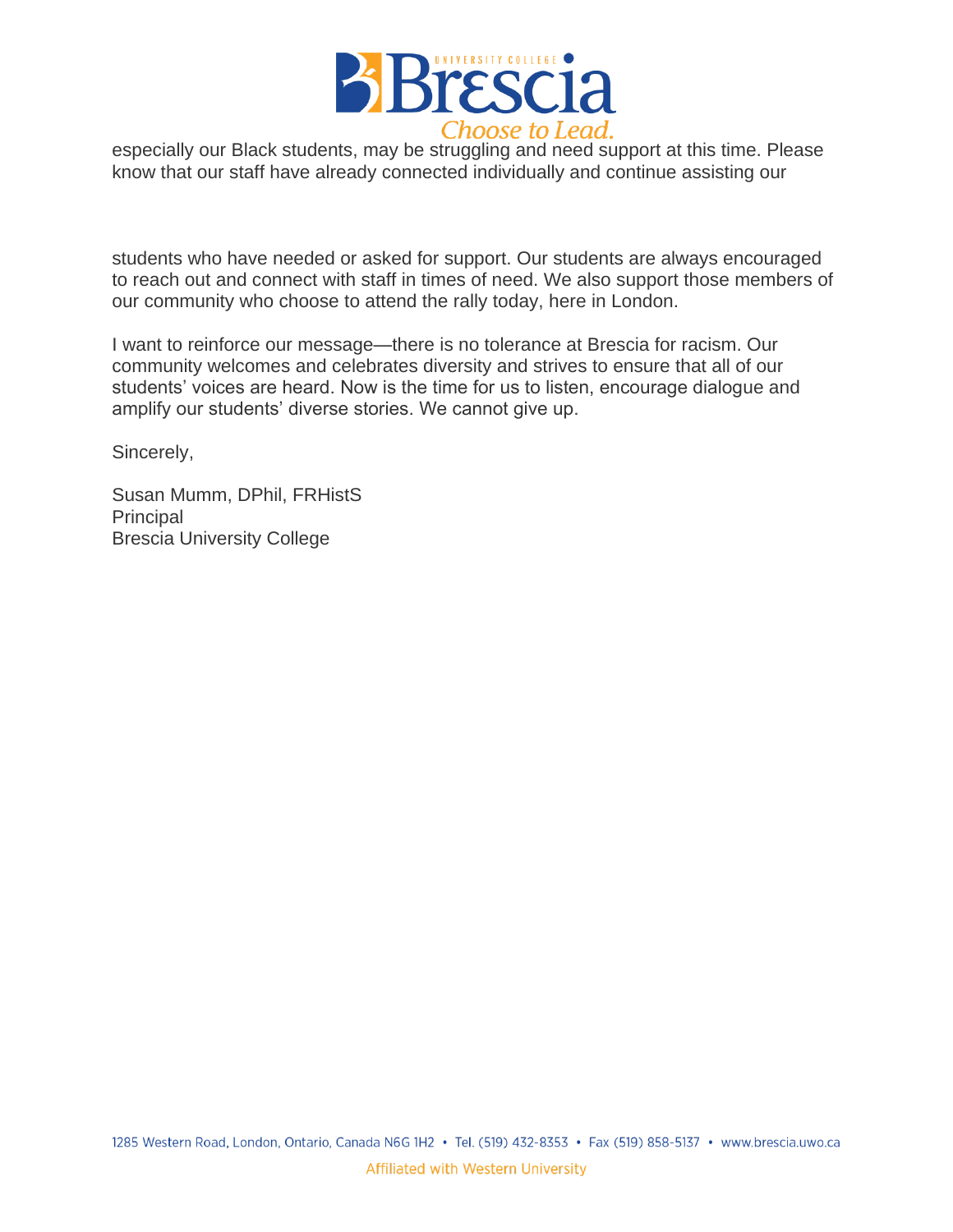especially our Black students, may be struggling and need support at this time. Please know that our staff have already connected individually and continue assisting our students who have needed or asked for support. Our students are always encouraged to reach out and connect with staff in times of need. We also support those members of our community who choose to attend the rally today, here in London.

I want to reinforce our message—there is no tolerance at Brescia for racism. Our community welcomes and celebrates diversity and strives to ensure that all of our students' voices are heard. Now is the time for us to listen, encourage dialogue and amplify our students' diverse stories. We cannot give up.

Sincerely,

Susan Mumm, DPhil, FRHistS
Principal
Brescia University College